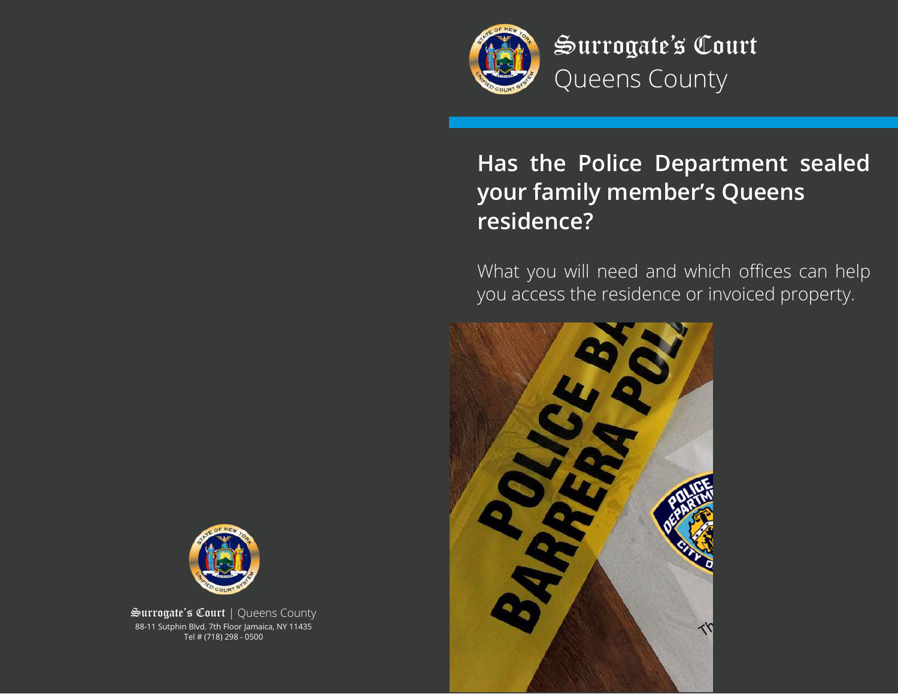# Surrogate's Court
Queens County

## Has the Police Department sealed your family member's Queens residence?

What you will need and which offices can help you access the residence or invoiced property.

Surrogate's Court | Queens County
88-11 Sutphin Blvd. 7th Floor Jamaica, NY 11435
Tel # (718) 298 - 0500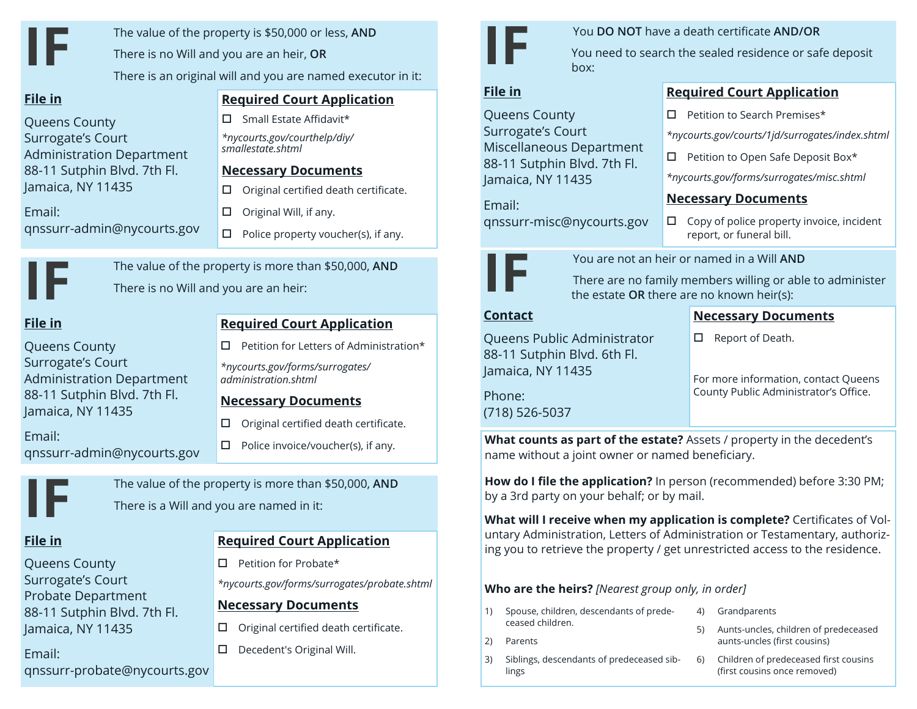## IF

The value of the property is $50,000 or less, **AND**

There is no Will and you are an heir, **OR**

There is an original will and you are named executor in it:

**File in**

Queens County
Surrogate's Court
Administration Department
88-11 Sutphin Blvd. 7th Fl.
Jamaica, NY 11435

Email:
qnssurr-admin@nycourts.gov

**Required Court Application**

- ☐ Small Estate Affidavit*

*\*nycourts.gov/courthelp/diy/smallestate.shtml*

**Necessary Documents**

- ☐ Original certified death certificate.
- ☐ Original Will, if any.
- ☐ Police property voucher(s), if any.

## IF

The value of the property is more than $50,000, **AND**

There is no Will and you are an heir:

**File in**

Queens County
Surrogate's Court
Administration Department
88-11 Sutphin Blvd. 7th Fl.
Jamaica, NY 11435

Email:
qnssurr-admin@nycourts.gov

**Required Court Application**

- ☐ Petition for Letters of Administration*

*\*nycourts.gov/forms/surrogates/administration.shtml*

**Necessary Documents**

- ☐ Original certified death certificate.
- ☐ Police invoice/voucher(s), if any.

## IF

The value of the property is more than $50,000, **AND**

There is a Will and you are named in it:

**File in**

Queens County
Surrogate's Court
Probate Department
88-11 Sutphin Blvd. 7th Fl.
Jamaica, NY 11435

Email:
qnssurr-probate@nycourts.gov

**Required Court Application**

- ☐ Petition for Probate*

*\*nycourts.gov/forms/surrogates/probate.shtml*

**Necessary Documents**

- ☐ Original certified death certificate.
- ☐ Decedent's Original Will.

## IF

You **DO NOT** have a death certificate **AND/OR**

You need to search the sealed residence or safe deposit box:

**File in**

Queens County
Surrogate's Court
Miscellaneous Department
88-11 Sutphin Blvd. 7th Fl.
Jamaica, NY 11435

Email:
qnssurr-misc@nycourts.gov

**Required Court Application**

- ☐ Petition to Search Premises*

*\*nycourts.gov/courts/1jd/surrogates/index.shtml*

- ☐ Petition to Open Safe Deposit Box*

*\*nycourts.gov/forms/surrogates/misc.shtml*

**Necessary Documents**

- ☐ Copy of police property invoice, incident report, or funeral bill.

## IF

You are not an heir or named in a Will **AND**

There are no family members willing or able to administer the estate **OR** there are no known heir(s):

**Contact**

Queens Public Administrator
88-11 Sutphin Blvd. 6th Fl.
Jamaica, NY 11435

Phone:
(718) 526-5037

**Necessary Documents**

- ☐ Report of Death.

For more information, contact Queens County Public Administrator's Office.

**What counts as part of the estate?** Assets / property in the decedent's name without a joint owner or named beneficiary.

**How do I file the application?** In person (recommended) before 3:30 PM; by a 3rd party on your behalf; or by mail.

**What will I receive when my application is complete?** Certificates of Voluntary Administration, Letters of Administration or Testamentary, authorizing you to retrieve the property / get unrestricted access to the residence.

**Who are the heirs?** *[Nearest group only, in order]*

1) Spouse, children, descendants of predeceased children.
2) Parents
3) Siblings, descendants of predeceased siblings
4) Grandparents
5) Aunts-uncles, children of predeceased aunts-uncles (first cousins)
6) Children of predeceased first cousins (first cousins once removed)